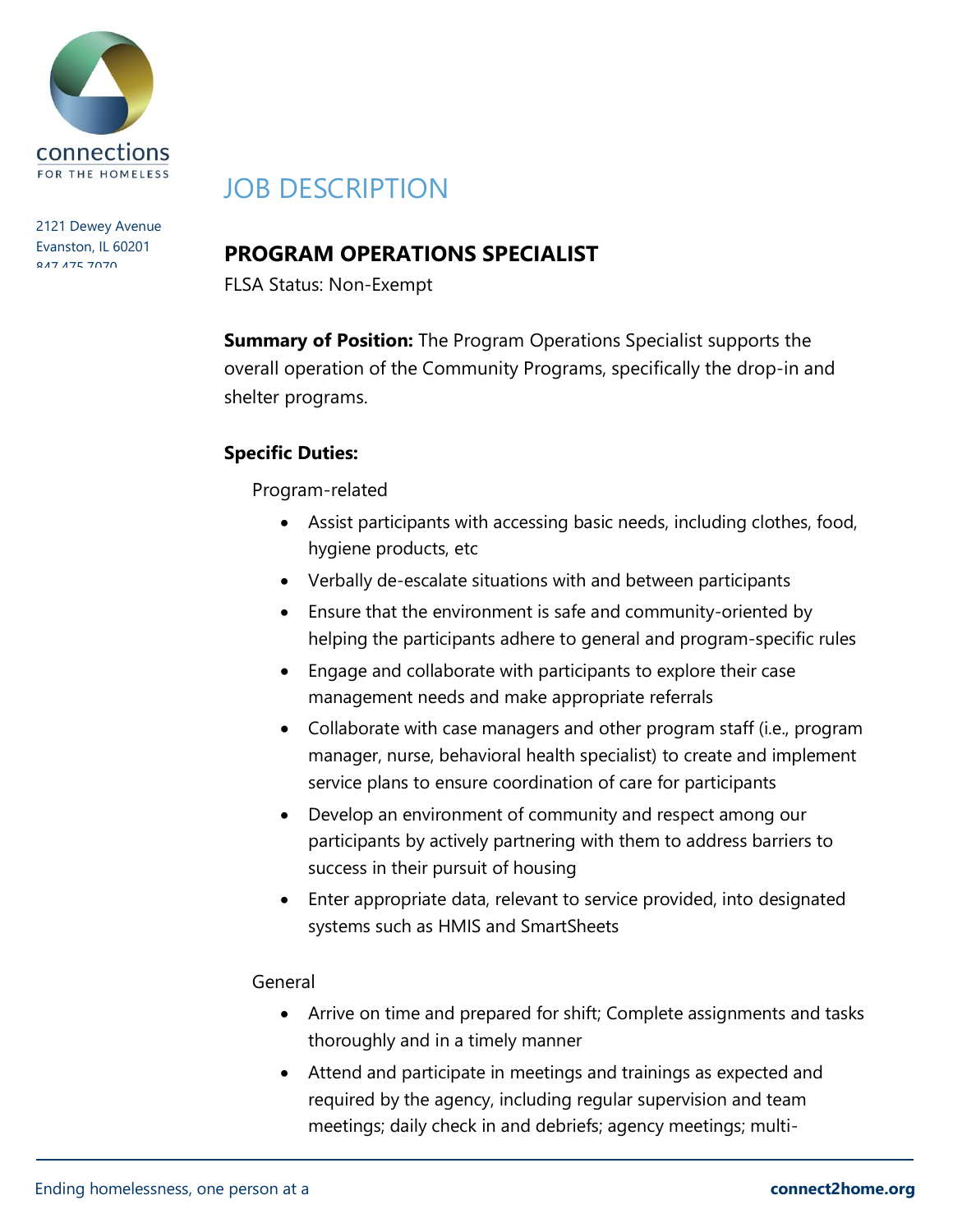# JOB DESCRIPTION

## PROGRAM OPERATIONS SPECIALIST

FLSA Status: Non-Exempt

**Summary of Position:** The Program Operations Specialist supports the overall operation of the Community Programs, specifically the drop-in and shelter programs.

**Specific Duties:**

Program-related

- Assist participants with accessing basic needs, including clothes, food, hygiene products, etc
- Verbally de-escalate situations with and between participants
- Ensure that the environment is safe and community-oriented by helping the participants adhere to general and program-specific rules
- Engage and collaborate with participants to explore their case management needs and make appropriate referrals
- Collaborate with case managers and other program staff (i.e., program manager, nurse, behavioral health specialist) to create and implement service plans to ensure coordination of care for participants
- Develop an environment of community and respect among our participants by actively partnering with them to address barriers to success in their pursuit of housing
- Enter appropriate data, relevant to service provided, into designated systems such as HMIS and SmartSheets

General

- Arrive on time and prepared for shift; Complete assignments and tasks thoroughly and in a timely manner
- Attend and participate in meetings and trainings as expected and required by the agency, including regular supervision and team meetings; daily check in and debriefs; agency meetings; multi-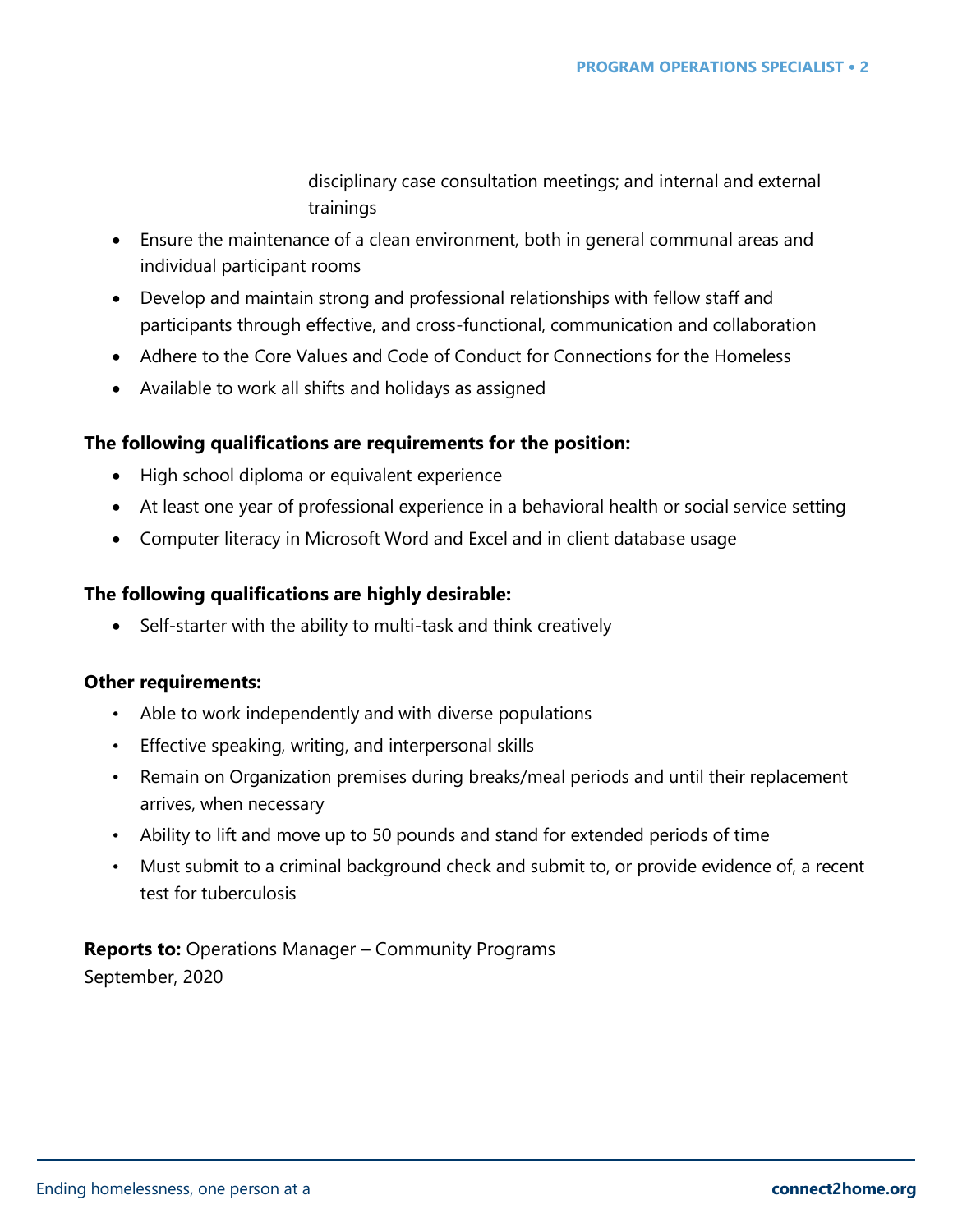disciplinary case consultation meetings; and internal and external trainings

- Ensure the maintenance of a clean environment, both in general communal areas and individual participant rooms
- Develop and maintain strong and professional relationships with fellow staff and participants through effective, and cross-functional, communication and collaboration
- Adhere to the Core Values and Code of Conduct for Connections for the Homeless
- Available to work all shifts and holidays as assigned

**The following qualifications are requirements for the position:**

- High school diploma or equivalent experience
- At least one year of professional experience in a behavioral health or social service setting
- Computer literacy in Microsoft Word and Excel and in client database usage

**The following qualifications are highly desirable:**

- Self-starter with the ability to multi-task and think creatively

**Other requirements:**

- Able to work independently and with diverse populations
- Effective speaking, writing, and interpersonal skills
- Remain on Organization premises during breaks/meal periods and until their replacement arrives, when necessary
- Ability to lift and move up to 50 pounds and stand for extended periods of time
- Must submit to a criminal background check and submit to, or provide evidence of, a recent test for tuberculosis

**Reports to:** Operations Manager – Community Programs
September, 2020